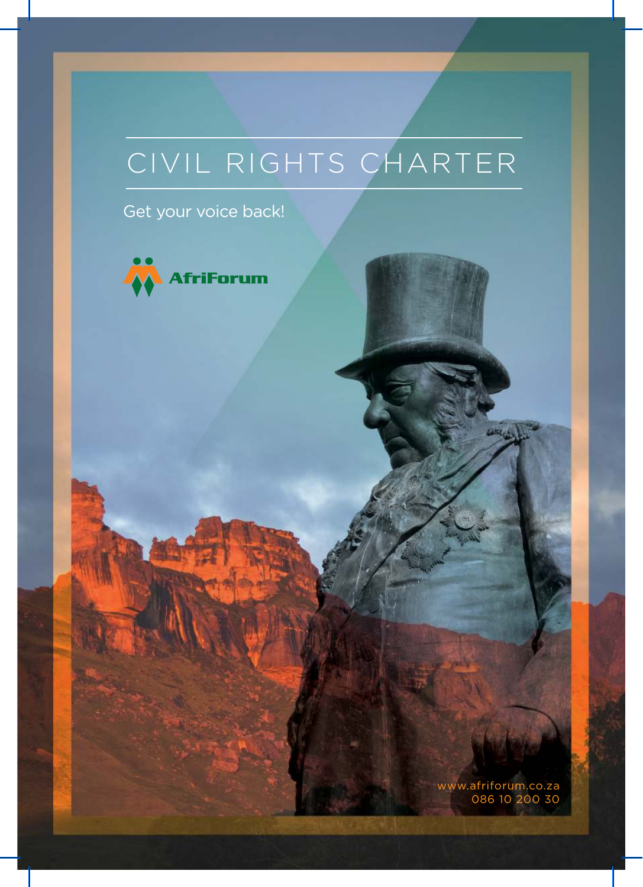# CIVIL RIGHTS CHARTER

Get your voice back!

AfriForum

www.afriforum.co.za
086 10 200 30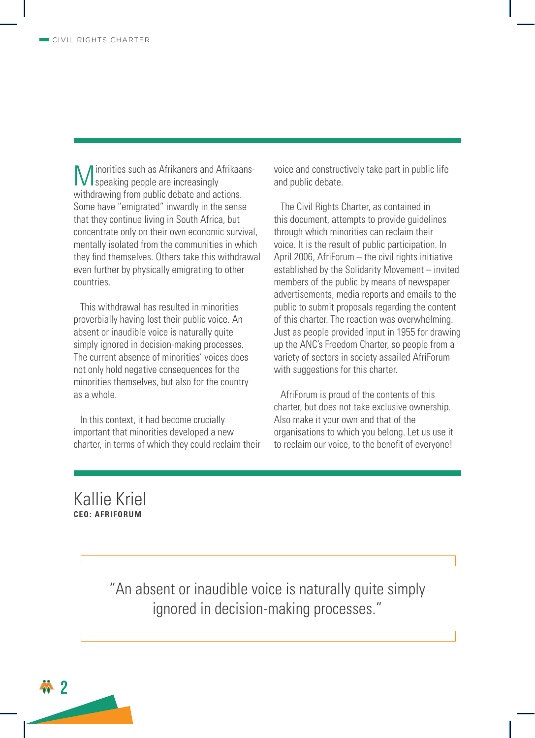Minorities such as Afrikaners and Afrikaans-speaking people are increasingly withdrawing from public debate and actions. Some have "emigrated" inwardly in the sense that they continue living in South Africa, but concentrate only on their own economic survival, mentally isolated from the communities in which they find themselves. Others take this withdrawal even further by physically emigrating to other countries.

This withdrawal has resulted in minorities proverbially having lost their public voice. An absent or inaudible voice is naturally quite simply ignored in decision-making processes. The current absence of minorities' voices does not only hold negative consequences for the minorities themselves, but also for the country as a whole.

In this context, it had become crucially important that minorities developed a new charter, in terms of which they could reclaim their voice and constructively take part in public life and public debate.

The Civil Rights Charter, as contained in this document, attempts to provide guidelines through which minorities can reclaim their voice. It is the result of public participation. In April 2006, AfriForum – the civil rights initiative established by the Solidarity Movement – invited members of the public by means of newspaper advertisements, media reports and emails to the public to submit proposals regarding the content of this charter. The reaction was overwhelming. Just as people provided input in 1955 for drawing up the ANC's Freedom Charter, so people from a variety of sectors in society assailed AfriForum with suggestions for this charter.

AfriForum is proud of the contents of this charter, but does not take exclusive ownership. Also make it your own and that of the organisations to which you belong. Let us use it to reclaim our voice, to the benefit of everyone!

Kallie Kriel
**CEO: AFRIFORUM**

> "An absent or inaudible voice is naturally quite simply ignored in decision-making processes."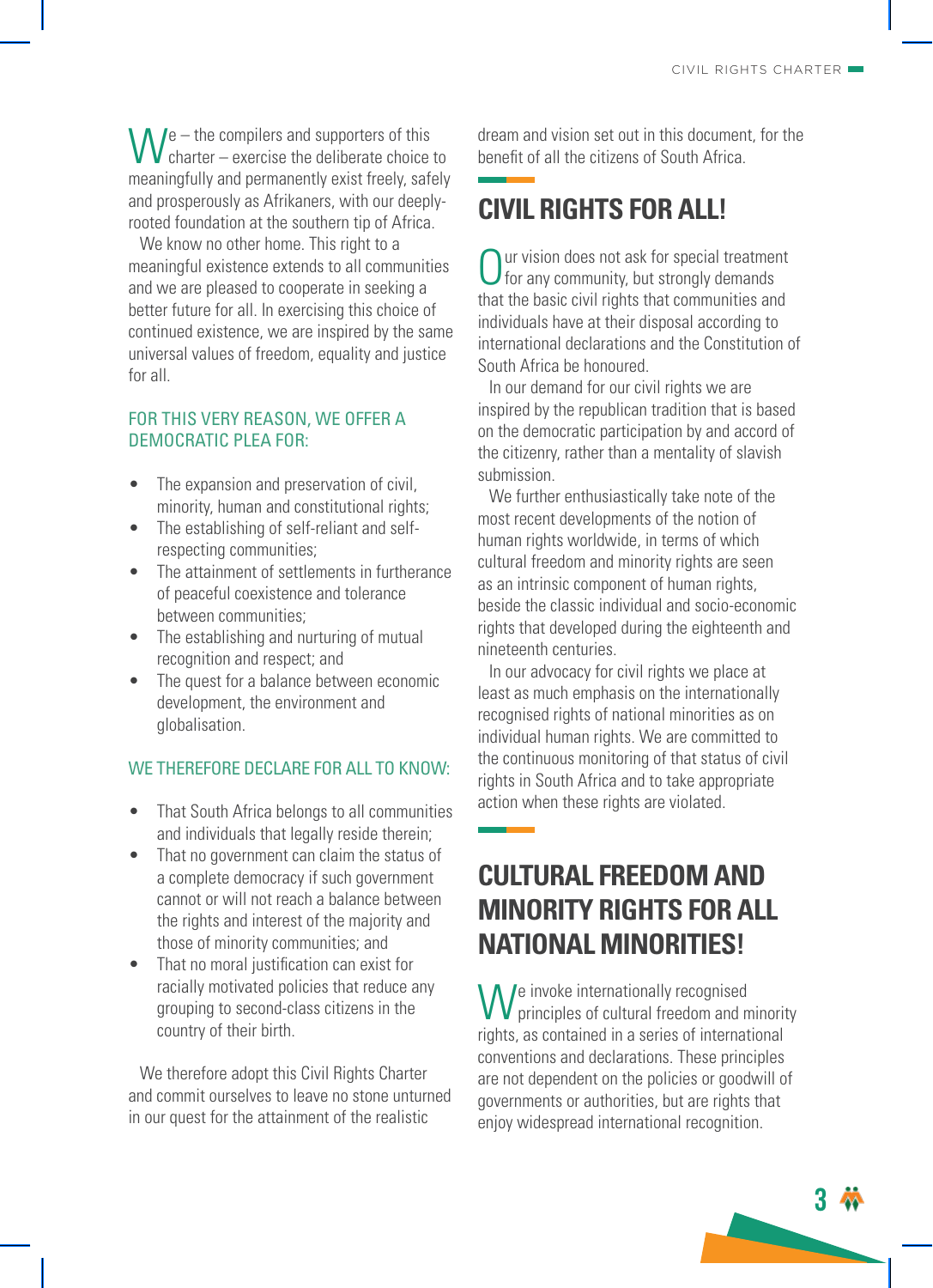We – the compilers and supporters of this charter – exercise the deliberate choice to meaningfully and permanently exist freely, safely and prosperously as Afrikaners, with our deeply-rooted foundation at the southern tip of Africa.

We know no other home. This right to a meaningful existence extends to all communities and we are pleased to cooperate in seeking a better future for all. In exercising this choice of continued existence, we are inspired by the same universal values of freedom, equality and justice for all.

### FOR THIS VERY REASON, WE OFFER A DEMOCRATIC PLEA FOR:

- The expansion and preservation of civil, minority, human and constitutional rights;
- The establishing of self-reliant and self-respecting communities;
- The attainment of settlements in furtherance of peaceful coexistence and tolerance between communities;
- The establishing and nurturing of mutual recognition and respect; and
- The quest for a balance between economic development, the environment and globalisation.

### WE THEREFORE DECLARE FOR ALL TO KNOW:

- That South Africa belongs to all communities and individuals that legally reside therein;
- That no government can claim the status of a complete democracy if such government cannot or will not reach a balance between the rights and interest of the majority and those of minority communities; and
- That no moral justification can exist for racially motivated policies that reduce any grouping to second-class citizens in the country of their birth.

We therefore adopt this Civil Rights Charter and commit ourselves to leave no stone unturned in our quest for the attainment of the realistic dream and vision set out in this document, for the benefit of all the citizens of South Africa.

## CIVIL RIGHTS FOR ALL!

Our vision does not ask for special treatment for any community, but strongly demands that the basic civil rights that communities and individuals have at their disposal according to international declarations and the Constitution of South Africa be honoured.

In our demand for our civil rights we are inspired by the republican tradition that is based on the democratic participation by and accord of the citizenry, rather than a mentality of slavish submission.

We further enthusiastically take note of the most recent developments of the notion of human rights worldwide, in terms of which cultural freedom and minority rights are seen as an intrinsic component of human rights, beside the classic individual and socio-economic rights that developed during the eighteenth and nineteenth centuries.

In our advocacy for civil rights we place at least as much emphasis on the internationally recognised rights of national minorities as on individual human rights. We are committed to the continuous monitoring of that status of civil rights in South Africa and to take appropriate action when these rights are violated.

## CULTURAL FREEDOM AND MINORITY RIGHTS FOR ALL NATIONAL MINORITIES!

We invoke internationally recognised principles of cultural freedom and minority rights, as contained in a series of international conventions and declarations. These principles are not dependent on the policies or goodwill of governments or authorities, but are rights that enjoy widespread international recognition.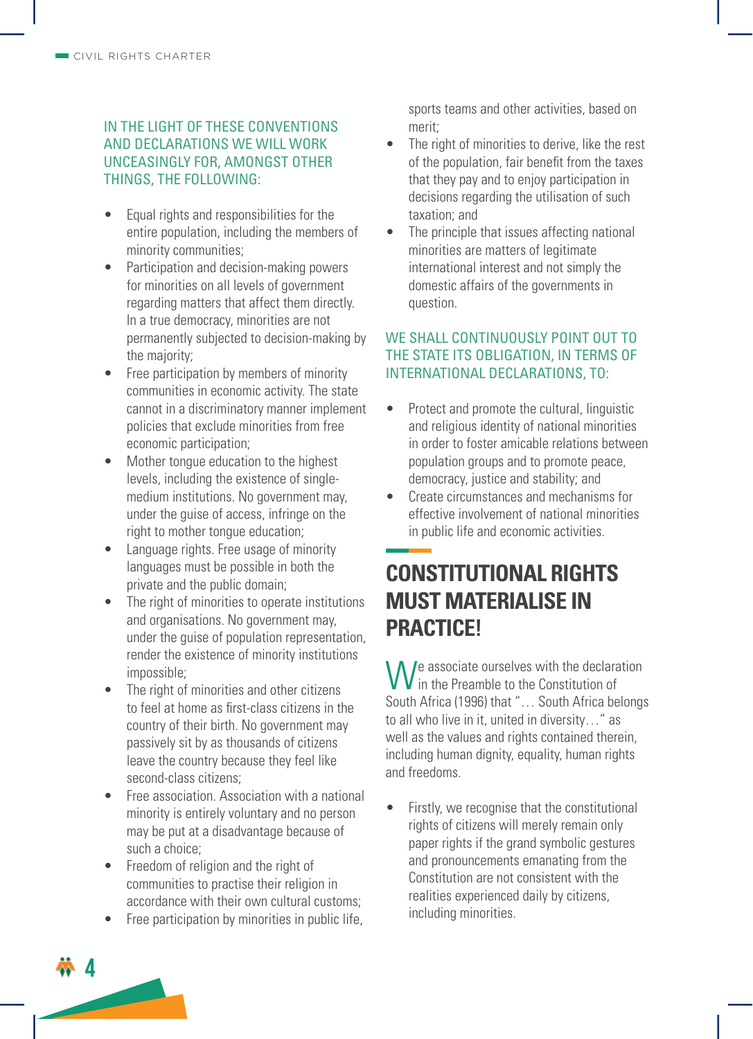IN THE LIGHT OF THESE CONVENTIONS AND DECLARATIONS WE WILL WORK UNCEASINGLY FOR, AMONGST OTHER THINGS, THE FOLLOWING:

- Equal rights and responsibilities for the entire population, including the members of minority communities;
- Participation and decision-making powers for minorities on all levels of government regarding matters that affect them directly. In a true democracy, minorities are not permanently subjected to decision-making by the majority;
- Free participation by members of minority communities in economic activity. The state cannot in a discriminatory manner implement policies that exclude minorities from free economic participation;
- Mother tongue education to the highest levels, including the existence of single-medium institutions. No government may, under the guise of access, infringe on the right to mother tongue education;
- Language rights. Free usage of minority languages must be possible in both the private and the public domain;
- The right of minorities to operate institutions and organisations. No government may, under the guise of population representation, render the existence of minority institutions impossible;
- The right of minorities and other citizens to feel at home as first-class citizens in the country of their birth. No government may passively sit by as thousands of citizens leave the country because they feel like second-class citizens;
- Free association. Association with a national minority is entirely voluntary and no person may be put at a disadvantage because of such a choice;
- Freedom of religion and the right of communities to practise their religion in accordance with their own cultural customs;
- Free participation by minorities in public life, sports teams and other activities, based on merit;
- The right of minorities to derive, like the rest of the population, fair benefit from the taxes that they pay and to enjoy participation in decisions regarding the utilisation of such taxation; and
- The principle that issues affecting national minorities are matters of legitimate international interest and not simply the domestic affairs of the governments in question.

WE SHALL CONTINUOUSLY POINT OUT TO THE STATE ITS OBLIGATION, IN TERMS OF INTERNATIONAL DECLARATIONS, TO:

- Protect and promote the cultural, linguistic and religious identity of national minorities in order to foster amicable relations between population groups and to promote peace, democracy, justice and stability; and
- Create circumstances and mechanisms for effective involvement of national minorities in public life and economic activities.

## CONSTITUTIONAL RIGHTS MUST MATERIALISE IN PRACTICE!

We associate ourselves with the declaration in the Preamble to the Constitution of South Africa (1996) that "… South Africa belongs to all who live in it, united in diversity…" as well as the values and rights contained therein, including human dignity, equality, human rights and freedoms.

- Firstly, we recognise that the constitutional rights of citizens will merely remain only paper rights if the grand symbolic gestures and pronouncements emanating from the Constitution are not consistent with the realities experienced daily by citizens, including minorities.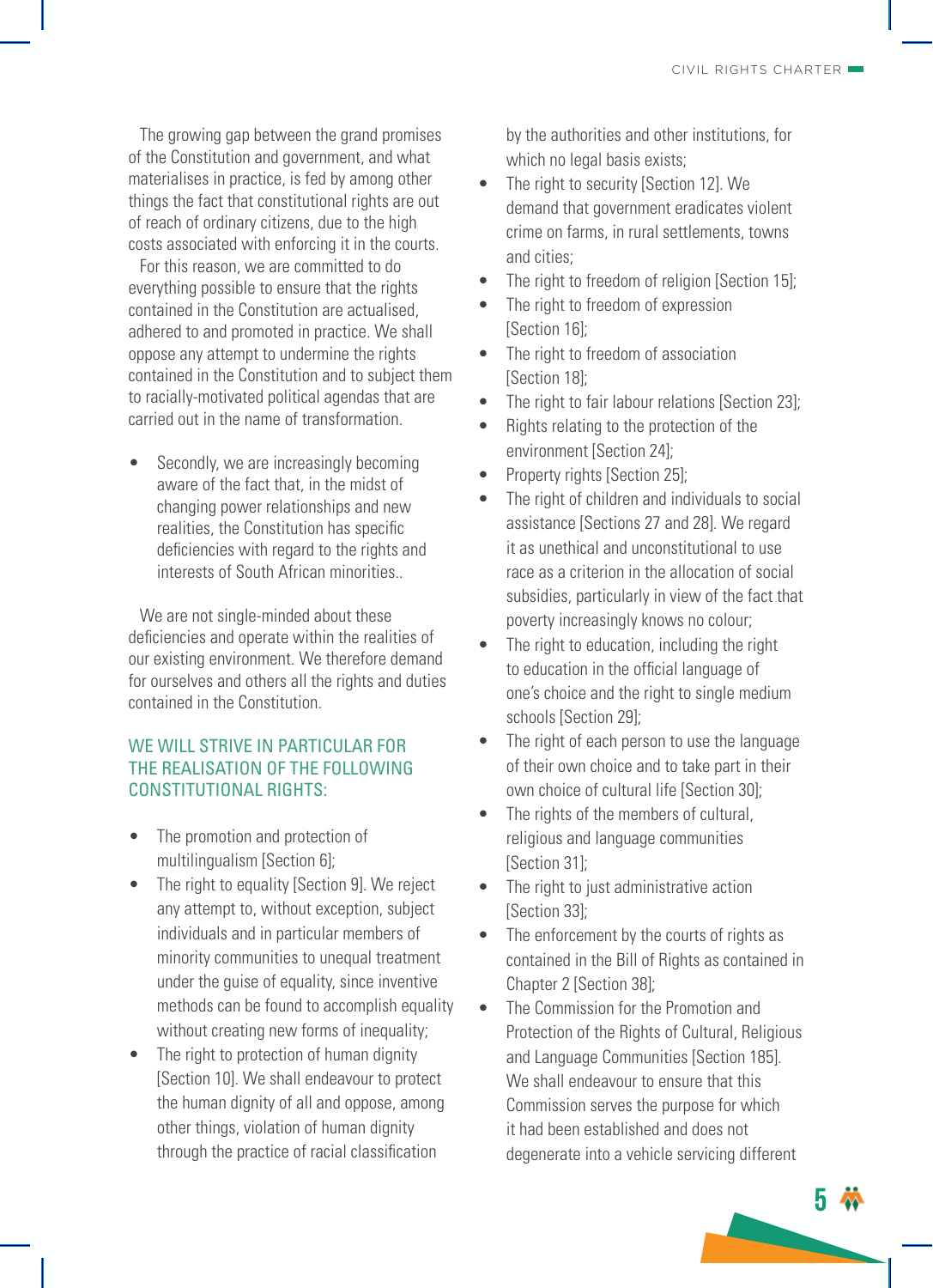The growing gap between the grand promises of the Constitution and government, and what materialises in practice, is fed by among other things the fact that constitutional rights are out of reach of ordinary citizens, due to the high costs associated with enforcing it in the courts.

For this reason, we are committed to do everything possible to ensure that the rights contained in the Constitution are actualised, adhered to and promoted in practice. We shall oppose any attempt to undermine the rights contained in the Constitution and to subject them to racially-motivated political agendas that are carried out in the name of transformation.

- Secondly, we are increasingly becoming aware of the fact that, in the midst of changing power relationships and new realities, the Constitution has specific deficiencies with regard to the rights and interests of South African minorities..

We are not single-minded about these deficiencies and operate within the realities of our existing environment. We therefore demand for ourselves and others all the rights and duties contained in the Constitution.

## WE WILL STRIVE IN PARTICULAR FOR THE REALISATION OF THE FOLLOWING CONSTITUTIONAL RIGHTS:

- The promotion and protection of multilingualism [Section 6];
- The right to equality [Section 9]. We reject any attempt to, without exception, subject individuals and in particular members of minority communities to unequal treatment under the guise of equality, since inventive methods can be found to accomplish equality without creating new forms of inequality;
- The right to protection of human dignity [Section 10]. We shall endeavour to protect the human dignity of all and oppose, among other things, violation of human dignity through the practice of racial classification by the authorities and other institutions, for which no legal basis exists;
- The right to security [Section 12]. We demand that government eradicates violent crime on farms, in rural settlements, towns and cities;
- The right to freedom of religion [Section 15];
- The right to freedom of expression [Section 16];
- The right to freedom of association [Section 18];
- The right to fair labour relations [Section 23];
- Rights relating to the protection of the environment [Section 24];
- Property rights [Section 25];
- The right of children and individuals to social assistance [Sections 27 and 28]. We regard it as unethical and unconstitutional to use race as a criterion in the allocation of social subsidies, particularly in view of the fact that poverty increasingly knows no colour;
- The right to education, including the right to education in the official language of one's choice and the right to single medium schools [Section 29];
- The right of each person to use the language of their own choice and to take part in their own choice of cultural life [Section 30];
- The rights of the members of cultural, religious and language communities [Section 31];
- The right to just administrative action [Section 33];
- The enforcement by the courts of rights as contained in the Bill of Rights as contained in Chapter 2 [Section 38];
- The Commission for the Promotion and Protection of the Rights of Cultural, Religious and Language Communities [Section 185]. We shall endeavour to ensure that this Commission serves the purpose for which it had been established and does not degenerate into a vehicle servicing different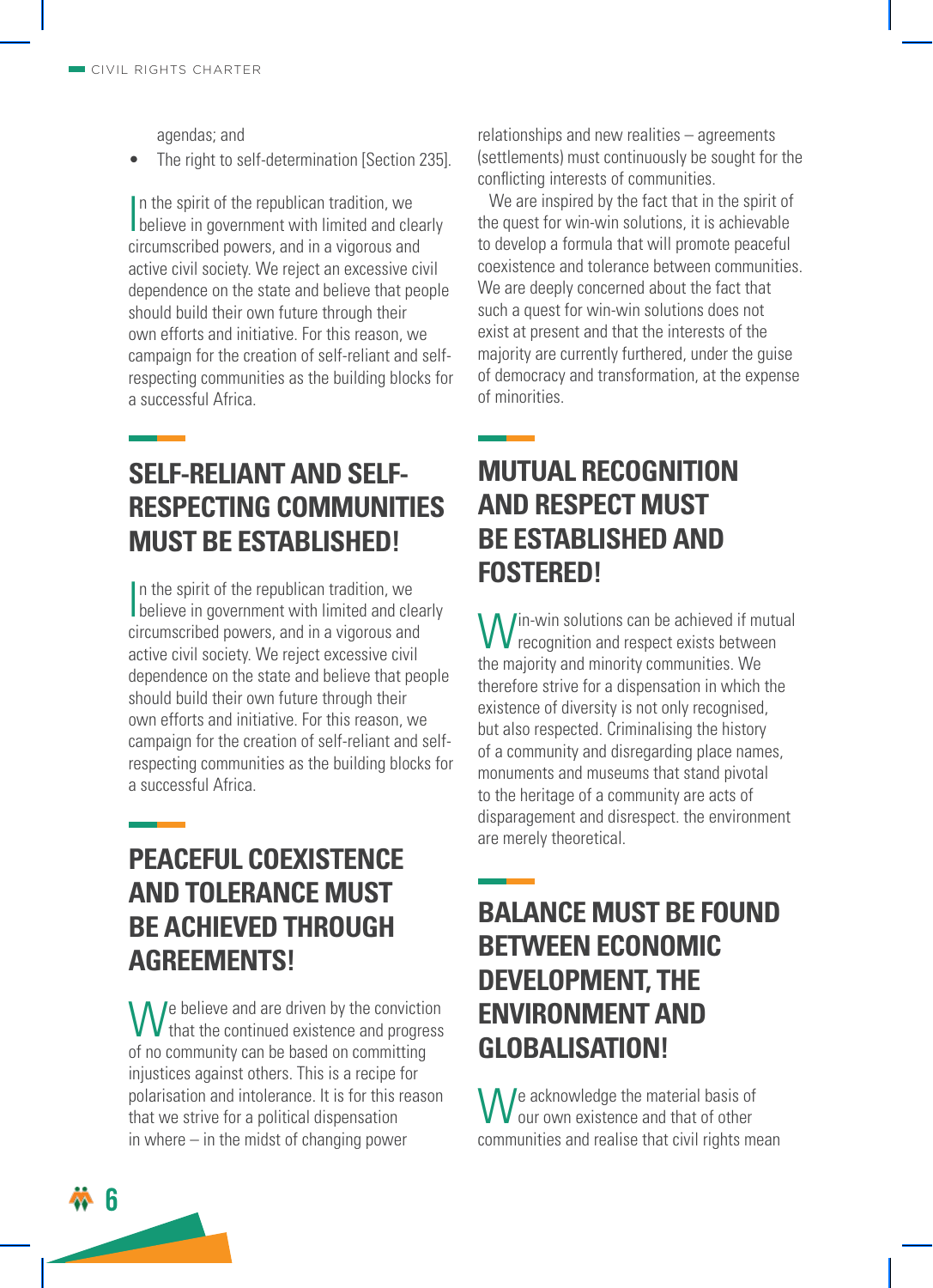agendas; and

- The right to self-determination [Section 235].

In the spirit of the republican tradition, we believe in government with limited and clearly circumscribed powers, and in a vigorous and active civil society. We reject an excessive civil dependence on the state and believe that people should build their own future through their own efforts and initiative. For this reason, we campaign for the creation of self-reliant and self-respecting communities as the building blocks for a successful Africa.

## SELF-RELIANT AND SELF-RESPECTING COMMUNITIES MUST BE ESTABLISHED!

In the spirit of the republican tradition, we believe in government with limited and clearly circumscribed powers, and in a vigorous and active civil society. We reject an excessive civil dependence on the state and believe that people should build their own future through their own efforts and initiative. For this reason, we campaign for the creation of self-reliant and self-respecting communities as the building blocks for a successful Africa.

## PEACEFUL COEXISTENCE AND TOLERANCE MUST BE ACHIEVED THROUGH AGREEMENTS!

We believe and are driven by the conviction that the continued existence and progress of no community can be based on committing injustices against others. This is a recipe for polarisation and intolerance. It is for this reason that we strive for a political dispensation in where – in the midst of changing power relationships and new realities – agreements (settlements) must continuously be sought for the conflicting interests of communities.

We are inspired by the fact that in the spirit of the quest for win-win solutions, it is achievable to develop a formula that will promote peaceful coexistence and tolerance between communities. We are deeply concerned about the fact that such a quest for win-win solutions does not exist at present and that the interests of the majority are currently furthered, under the guise of democracy and transformation, at the expense of minorities.

## MUTUAL RECOGNITION AND RESPECT MUST BE ESTABLISHED AND FOSTERED!

Win-win solutions can be achieved if mutual recognition and respect exists between the majority and minority communities. We therefore strive for a dispensation in which the existence of diversity is not only recognised, but also respected. Criminalising the history of a community and disregarding place names, monuments and museums that stand pivotal to the heritage of a community are acts of disparagement and disrespect. the environment are merely theoretical.

## BALANCE MUST BE FOUND BETWEEN ECONOMIC DEVELOPMENT, THE ENVIRONMENT AND GLOBALISATION!

We acknowledge the material basis of our own existence and that of other communities and realise that civil rights mean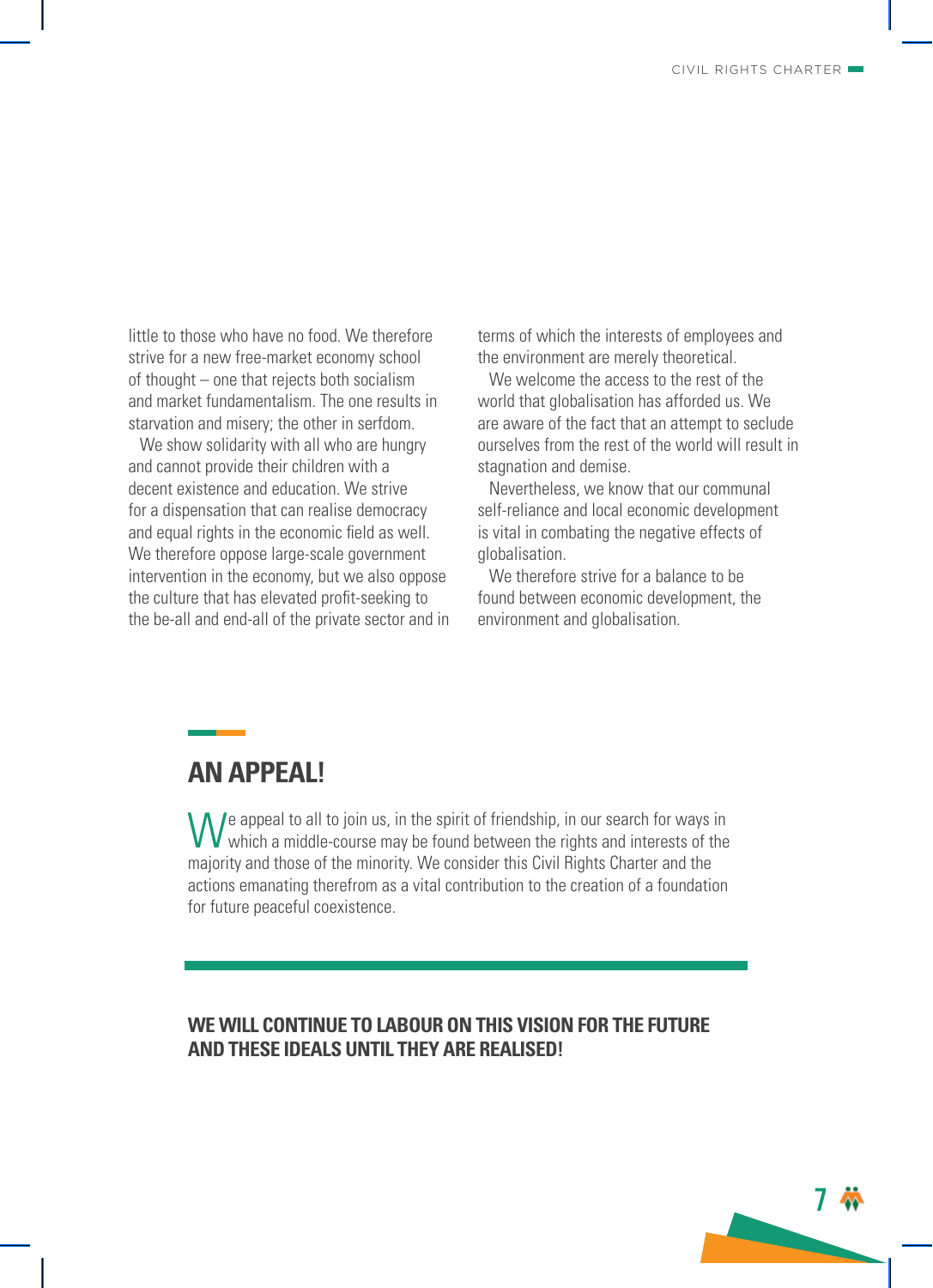little to those who have no food. We therefore strive for a new free-market economy school of thought – one that rejects both socialism and market fundamentalism. The one results in starvation and misery; the other in serfdom.

We show solidarity with all who are hungry and cannot provide their children with a decent existence and education. We strive for a dispensation that can realise democracy and equal rights in the economic field as well. We therefore oppose large-scale government intervention in the economy, but we also oppose the culture that has elevated profit-seeking to the be-all and end-all of the private sector and in terms of which the interests of employees and the environment are merely theoretical.

We welcome the access to the rest of the world that globalisation has afforded us. We are aware of the fact that an attempt to seclude ourselves from the rest of the world will result in stagnation and demise.

Nevertheless, we know that our communal self-reliance and local economic development is vital in combating the negative effects of globalisation.

We therefore strive for a balance to be found between economic development, the environment and globalisation.

## AN APPEAL!

We appeal to all to join us, in the spirit of friendship, in our search for ways in which a middle-course may be found between the rights and interests of the majority and those of the minority. We consider this Civil Rights Charter and the actions emanating therefrom as a vital contribution to the creation of a foundation for future peaceful coexistence.

**WE WILL CONTINUE TO LABOUR ON THIS VISION FOR THE FUTURE AND THESE IDEALS UNTIL THEY ARE REALISED!**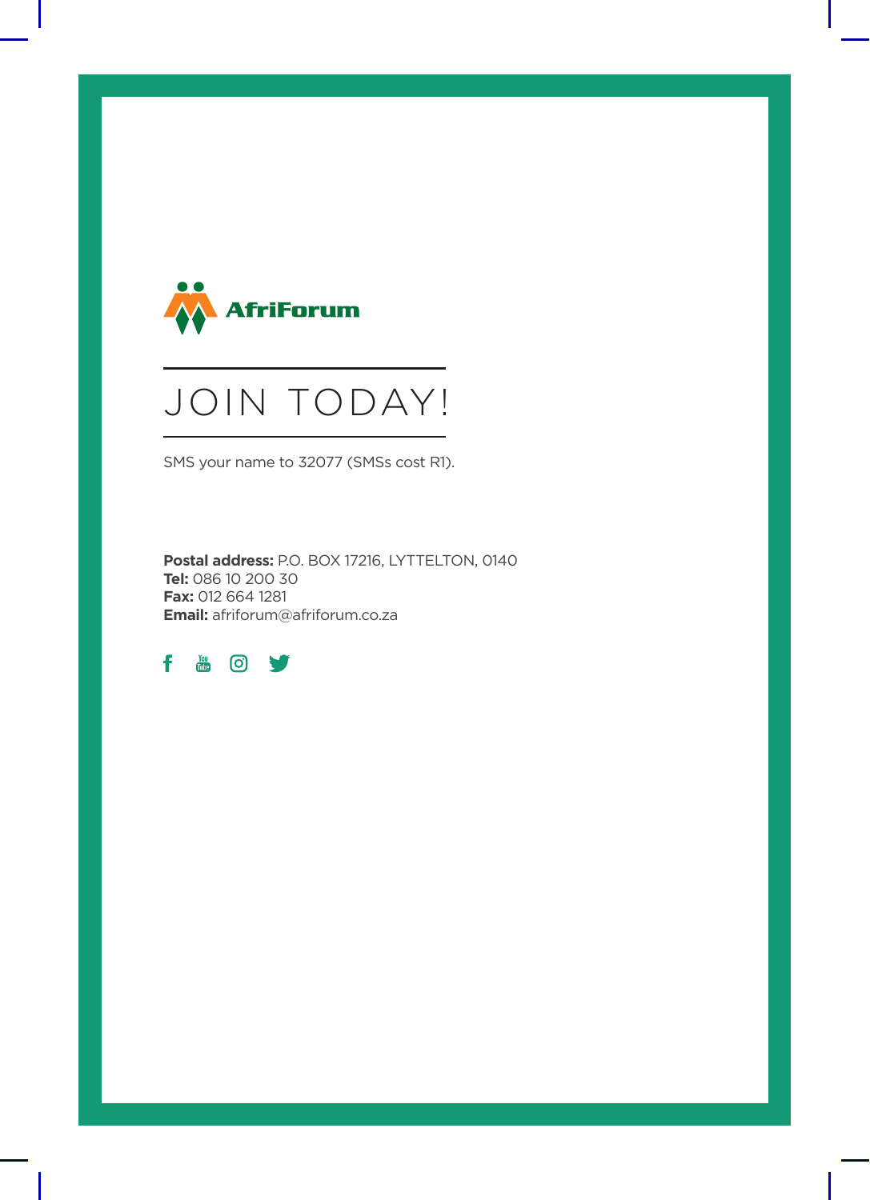AfriForum

# JOIN TODAY!

SMS your name to 32077 (SMSs cost R1).

**Postal address:** P.O. BOX 17216, LYTTELTON, 0140
**Tel:** 086 10 200 30
**Fax:** 012 664 1281
**Email:** afriforum@afriforum.co.za